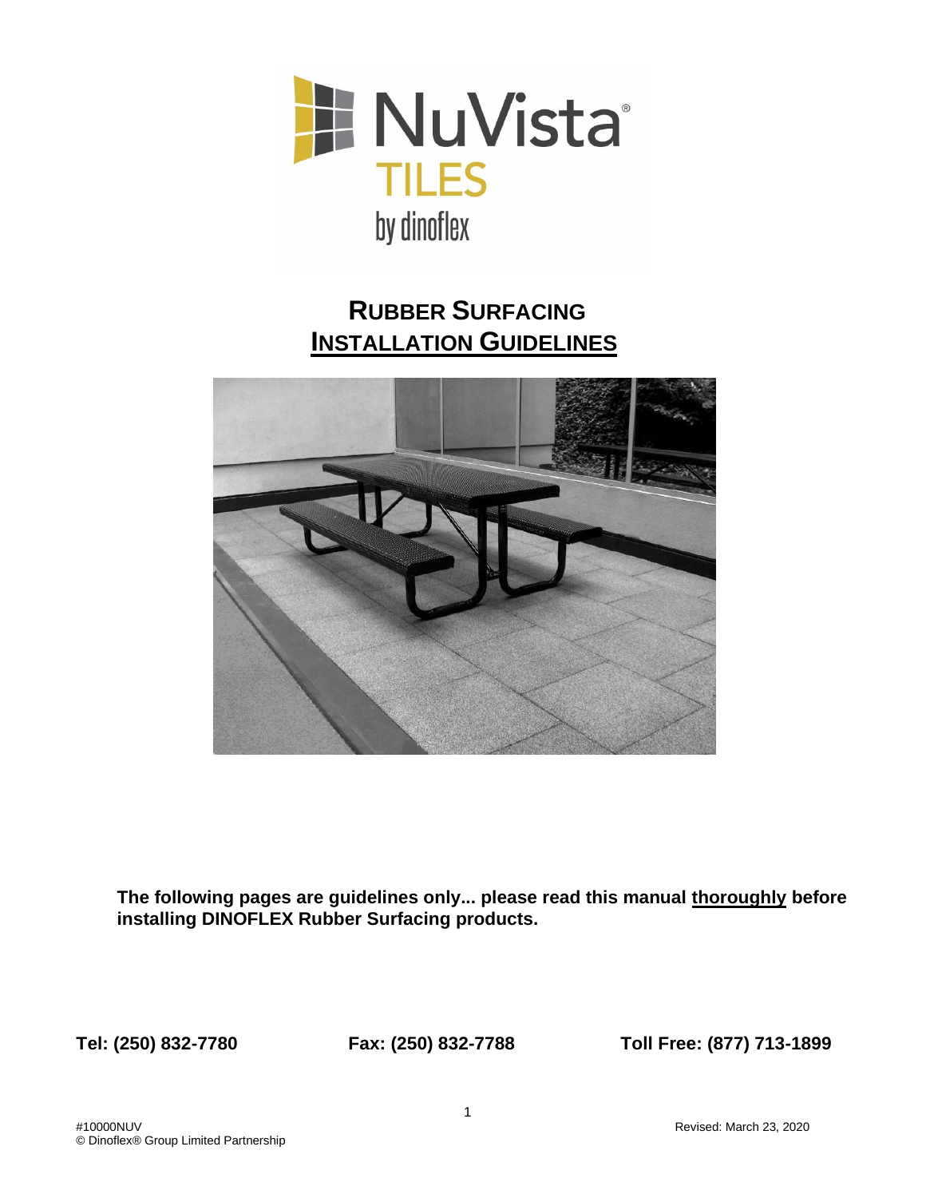NuVista®
TILES
by dinoflex

# RUBBER SURFACING INSTALLATION GUIDELINES

**The following pages are guidelines only... please read this manual thoroughly before installing DINOFLEX Rubber Surfacing products.**

**Tel: (250) 832-7780** **Fax: (250) 832-7788** **Toll Free: (877) 713-1899**

#10000NUV
© Dinoflex® Group Limited Partnership

Revised: March 23, 2020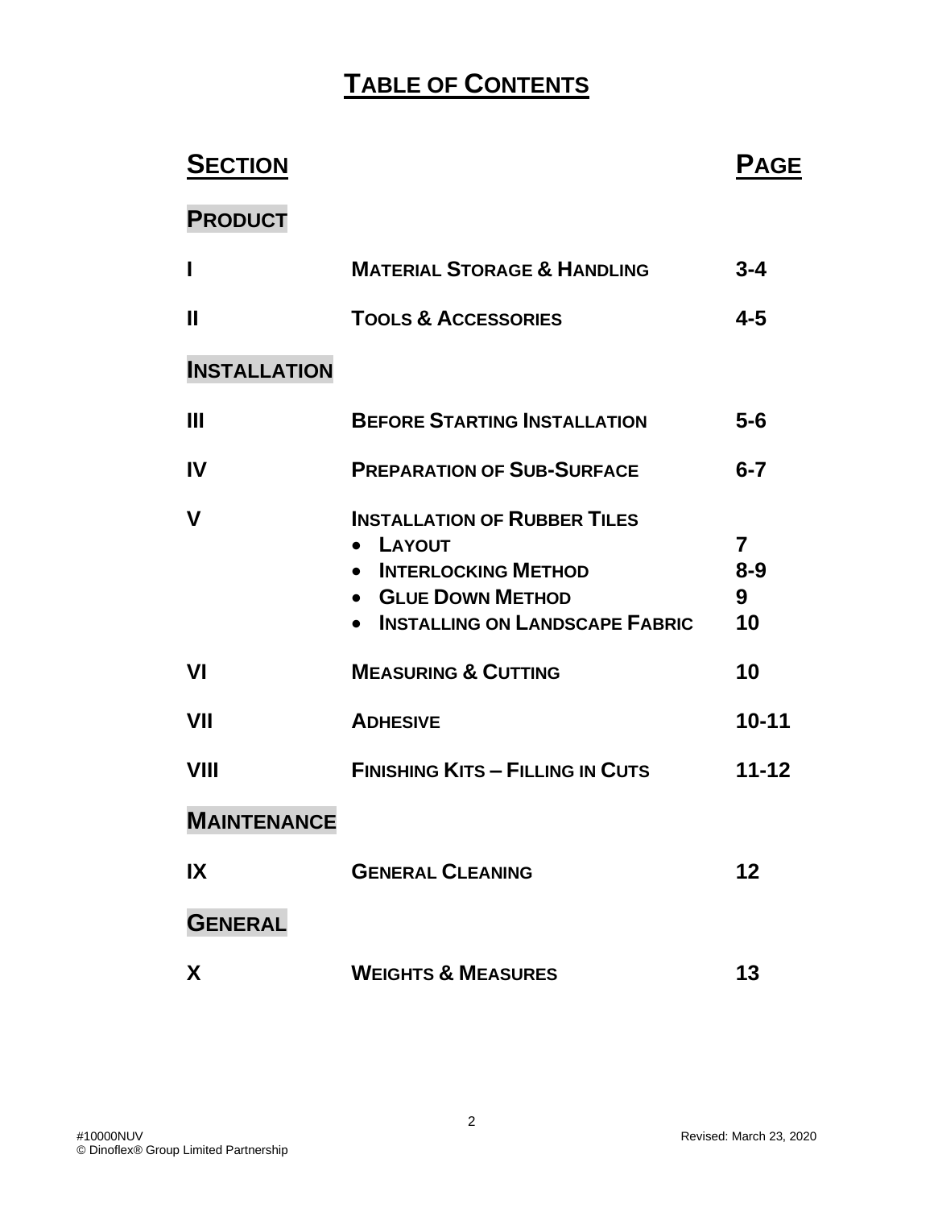# TABLE OF CONTENTS

| SECTION | | PAGE |
|---|---|---|
| **PRODUCT** | | |
| I | MATERIAL STORAGE & HANDLING | 3-4 |
| II | TOOLS & ACCESSORIES | 4-5 |
| **INSTALLATION** | | |
| III | BEFORE STARTING INSTALLATION | 5-6 |
| IV | PREPARATION OF SUB-SURFACE | 6-7 |
| V | INSTALLATION OF RUBBER TILES | |
| | • LAYOUT | 7 |
| | • INTERLOCKING METHOD | 8-9 |
| | • GLUE DOWN METHOD | 9 |
| | • INSTALLING ON LANDSCAPE FABRIC | 10 |
| VI | MEASURING & CUTTING | 10 |
| VII | ADHESIVE | 10-11 |
| VIII | FINISHING KITS – FILLING IN CUTS | 11-12 |
| **MAINTENANCE** | | |
| IX | GENERAL CLEANING | 12 |
| **GENERAL** | | |
| X | WEIGHTS & MEASURES | 13 |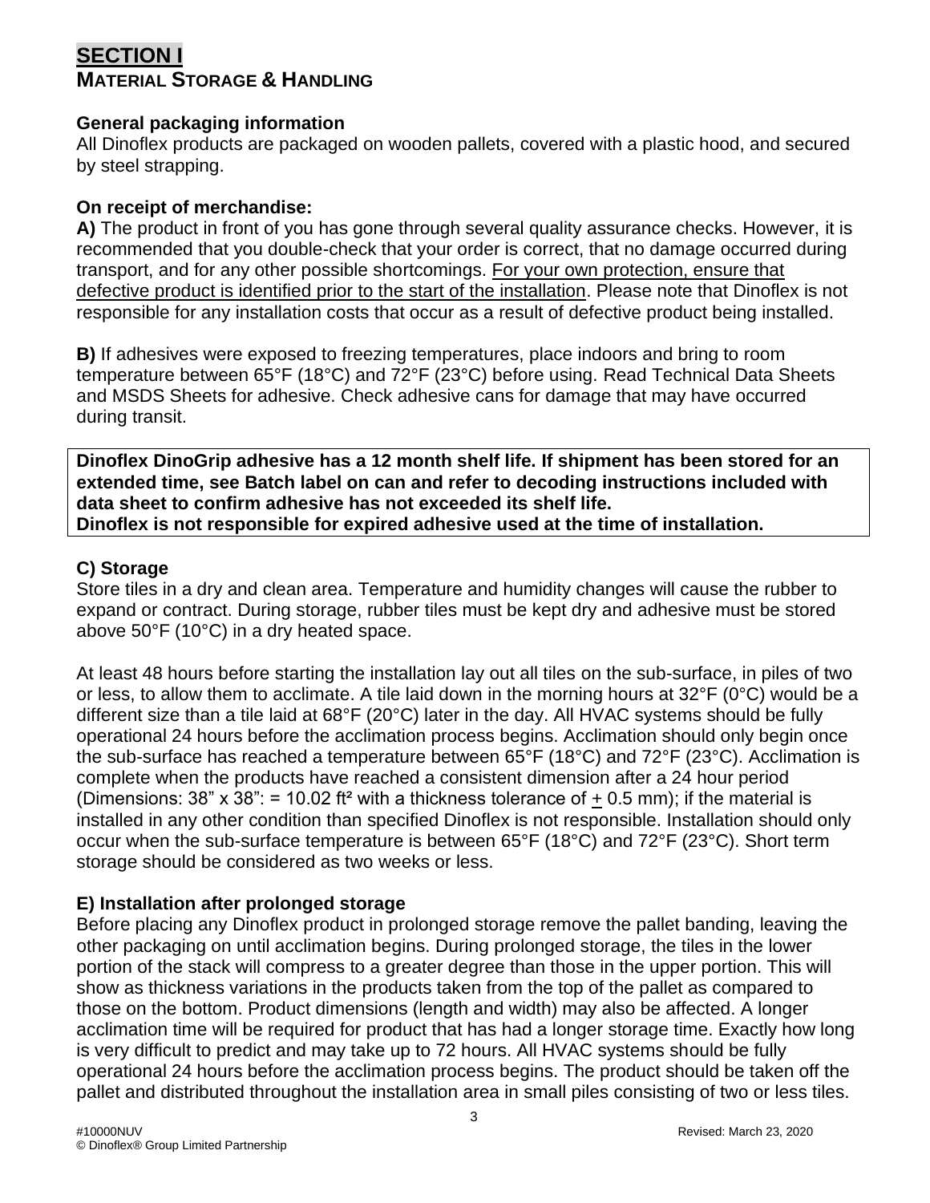# SECTION I

## MATERIAL STORAGE & HANDLING

### General packaging information

All Dinoflex products are packaged on wooden pallets, covered with a plastic hood, and secured by steel strapping.

### On receipt of merchandise:

**A)** The product in front of you has gone through several quality assurance checks. However, it is recommended that you double-check that your order is correct, that no damage occurred during transport, and for any other possible shortcomings. For your own protection, ensure that defective product is identified prior to the start of the installation. Please note that Dinoflex is not responsible for any installation costs that occur as a result of defective product being installed.

**B)** If adhesives were exposed to freezing temperatures, place indoors and bring to room temperature between 65°F (18°C) and 72°F (23°C) before using. Read Technical Data Sheets and MSDS Sheets for adhesive. Check adhesive cans for damage that may have occurred during transit.

**Dinoflex DinoGrip adhesive has a 12 month shelf life. If shipment has been stored for an extended time, see Batch label on can and refer to decoding instructions included with data sheet to confirm adhesive has not exceeded its shelf life.**
**Dinoflex is not responsible for expired adhesive used at the time of installation.**

### C) Storage

Store tiles in a dry and clean area. Temperature and humidity changes will cause the rubber to expand or contract. During storage, rubber tiles must be kept dry and adhesive must be stored above 50°F (10°C) in a dry heated space.

At least 48 hours before starting the installation lay out all tiles on the sub-surface, in piles of two or less, to allow them to acclimate. A tile laid down in the morning hours at 32°F (0°C) would be a different size than a tile laid at 68°F (20°C) later in the day. All HVAC systems should be fully operational 24 hours before the acclimation process begins. Acclimation should only begin once the sub-surface has reached a temperature between 65°F (18°C) and 72°F (23°C). Acclimation is complete when the products have reached a consistent dimension after a 24 hour period (Dimensions: 38" x 38": = 10.02 ft² with a thickness tolerance of ± 0.5 mm); if the material is installed in any other condition than specified Dinoflex is not responsible. Installation should only occur when the sub-surface temperature is between 65°F (18°C) and 72°F (23°C). Short term storage should be considered as two weeks or less.

### E) Installation after prolonged storage

Before placing any Dinoflex product in prolonged storage remove the pallet banding, leaving the other packaging on until acclimation begins. During prolonged storage, the tiles in the lower portion of the stack will compress to a greater degree than those in the upper portion. This will show as thickness variations in the products taken from the top of the pallet as compared to those on the bottom. Product dimensions (length and width) may also be affected. A longer acclimation time will be required for product that has had a longer storage time. Exactly how long is very difficult to predict and may take up to 72 hours. All HVAC systems should be fully operational 24 hours before the acclimation process begins. The product should be taken off the pallet and distributed throughout the installation area in small piles consisting of two or less tiles.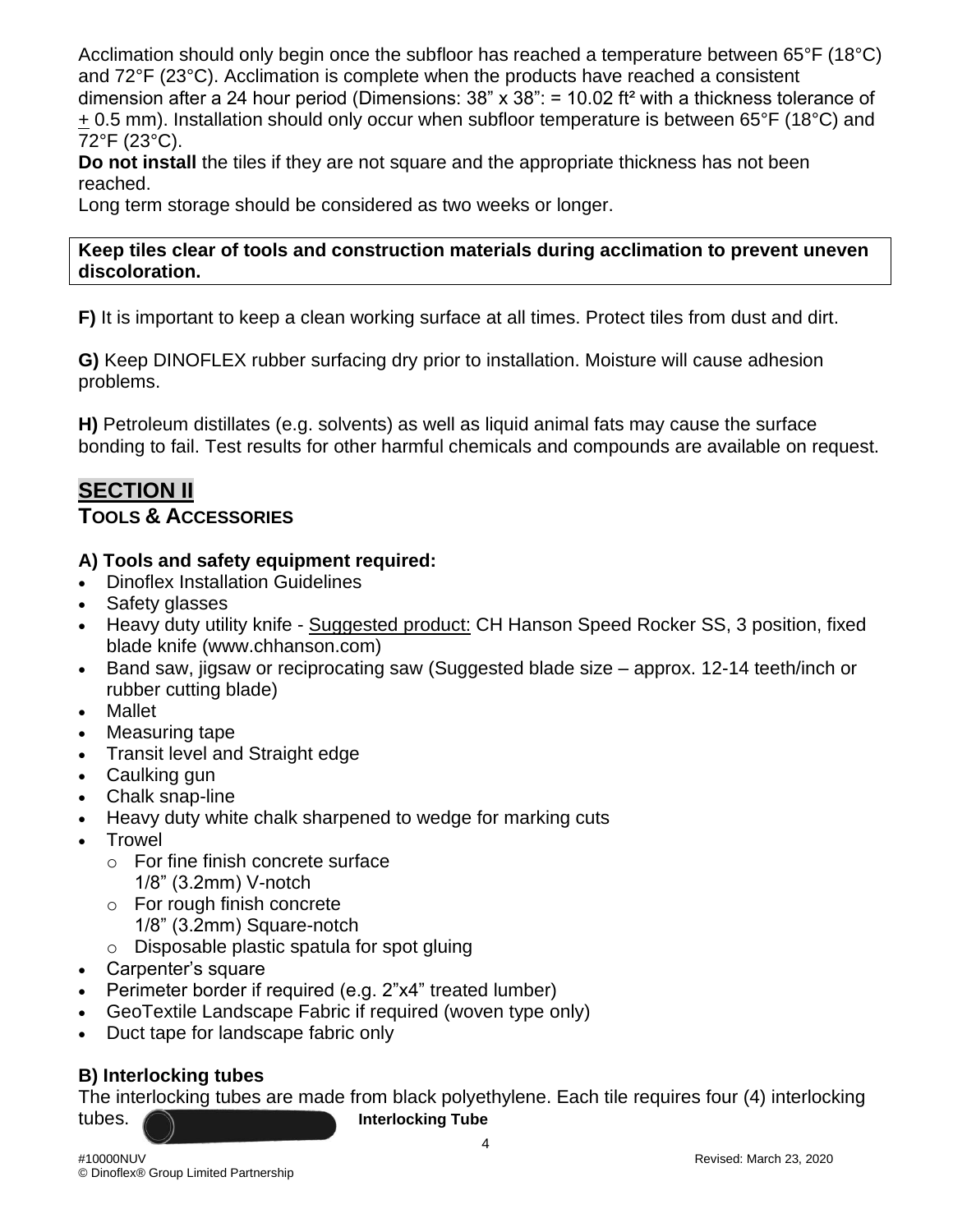Acclimation should only begin once the subfloor has reached a temperature between 65°F (18°C) and 72°F (23°C). Acclimation is complete when the products have reached a consistent dimension after a 24 hour period (Dimensions: 38" x 38": = 10.02 ft² with a thickness tolerance of ± 0.5 mm). Installation should only occur when subfloor temperature is between 65°F (18°C) and 72°F (23°C).

**Do not install** the tiles if they are not square and the appropriate thickness has not been reached.

Long term storage should be considered as two weeks or longer.

**Keep tiles clear of tools and construction materials during acclimation to prevent uneven discoloration.**

**F)** It is important to keep a clean working surface at all times. Protect tiles from dust and dirt.

**G)** Keep DINOFLEX rubber surfacing dry prior to installation. Moisture will cause adhesion problems.

**H)** Petroleum distillates (e.g. solvents) as well as liquid animal fats may cause the surface bonding to fail. Test results for other harmful chemicals and compounds are available on request.

## SECTION II

### TOOLS & ACCESSORIES

**A) Tools and safety equipment required:**

- Dinoflex Installation Guidelines
- Safety glasses
- Heavy duty utility knife - Suggested product: CH Hanson Speed Rocker SS, 3 position, fixed blade knife (www.chhanson.com)
- Band saw, jigsaw or reciprocating saw (Suggested blade size – approx. 12-14 teeth/inch or rubber cutting blade)
- Mallet
- Measuring tape
- Transit level and Straight edge
- Caulking gun
- Chalk snap-line
- Heavy duty white chalk sharpened to wedge for marking cuts
- Trowel
  - For fine finish concrete surface 1/8" (3.2mm) V-notch
  - For rough finish concrete 1/8" (3.2mm) Square-notch
  - Disposable plastic spatula for spot gluing
- Carpenter's square
- Perimeter border if required (e.g. 2"x4" treated lumber)
- GeoTextile Landscape Fabric if required (woven type only)
- Duct tape for landscape fabric only

**B) Interlocking tubes**

The interlocking tubes are made from black polyethylene. Each tile requires four (4) interlocking tubes.

**Interlocking Tube**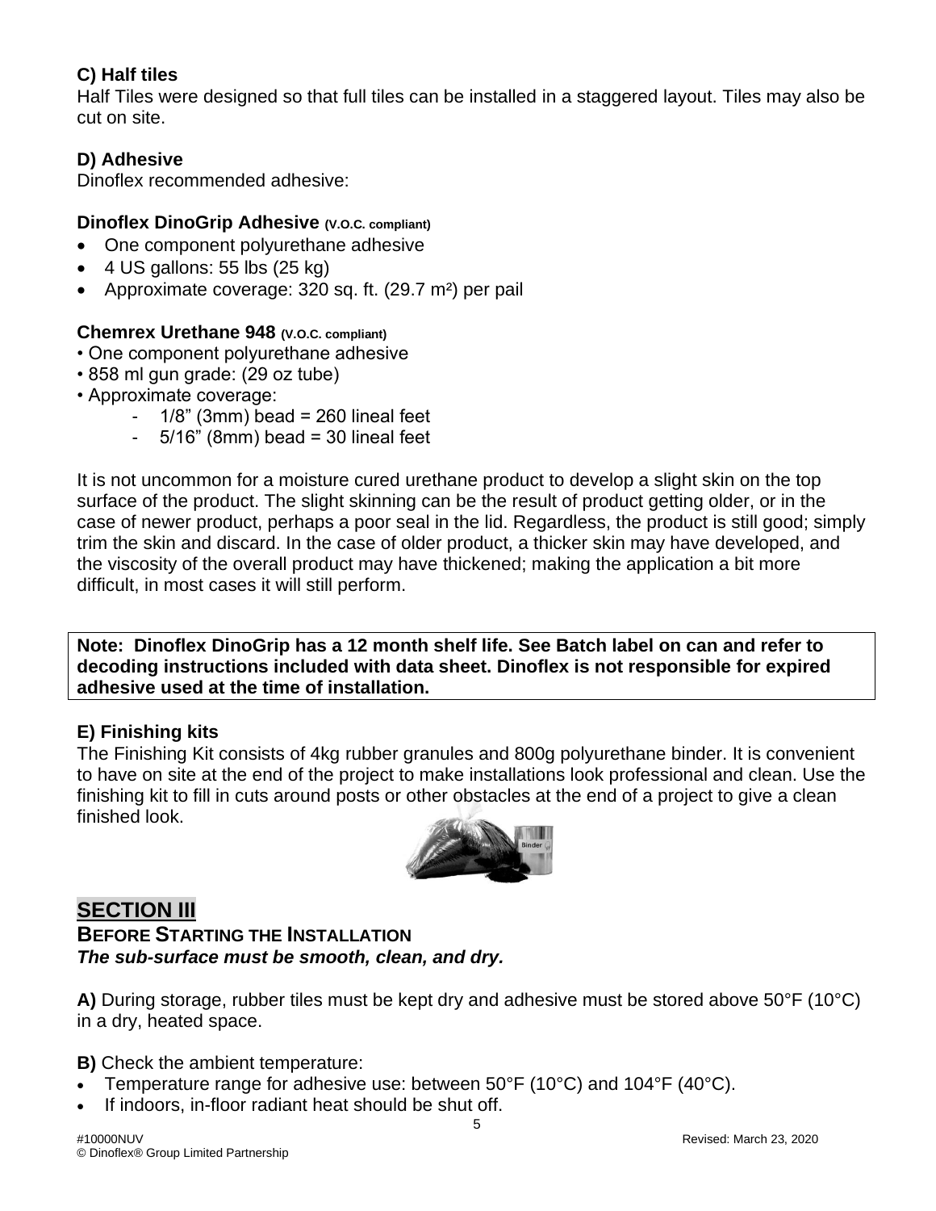### C) Half tiles

Half Tiles were designed so that full tiles can be installed in a staggered layout. Tiles may also be cut on site.

### D) Adhesive

Dinoflex recommended adhesive:

**Dinoflex DinoGrip Adhesive (V.O.C. compliant)**

- One component polyurethane adhesive
- 4 US gallons: 55 lbs (25 kg)
- Approximate coverage: 320 sq. ft. (29.7 m²) per pail

**Chemrex Urethane 948 (V.O.C. compliant)**

- One component polyurethane adhesive
- 858 ml gun grade: (29 oz tube)
- Approximate coverage:
  - 1/8" (3mm) bead = 260 lineal feet
  - 5/16" (8mm) bead = 30 lineal feet

It is not uncommon for a moisture cured urethane product to develop a slight skin on the top surface of the product. The slight skinning can be the result of product getting older, or in the case of newer product, perhaps a poor seal in the lid. Regardless, the product is still good; simply trim the skin and discard. In the case of older product, a thicker skin may have developed, and the viscosity of the overall product may have thickened; making the application a bit more difficult, in most cases it will still perform.

**Note: Dinoflex DinoGrip has a 12 month shelf life. See Batch label on can and refer to decoding instructions included with data sheet. Dinoflex is not responsible for expired adhesive used at the time of installation.**

### E) Finishing kits

The Finishing Kit consists of 4kg rubber granules and 800g polyurethane binder. It is convenient to have on site at the end of the project to make installations look professional and clean. Use the finishing kit to fill in cuts around posts or other obstacles at the end of a project to give a clean finished look.

## SECTION III

### BEFORE STARTING THE INSTALLATION

***The sub-surface must be smooth, clean, and dry.***

**A)** During storage, rubber tiles must be kept dry and adhesive must be stored above 50°F (10°C) in a dry, heated space.

**B)** Check the ambient temperature:

- Temperature range for adhesive use: between 50°F (10°C) and 104°F (40°C).
- If indoors, in-floor radiant heat should be shut off.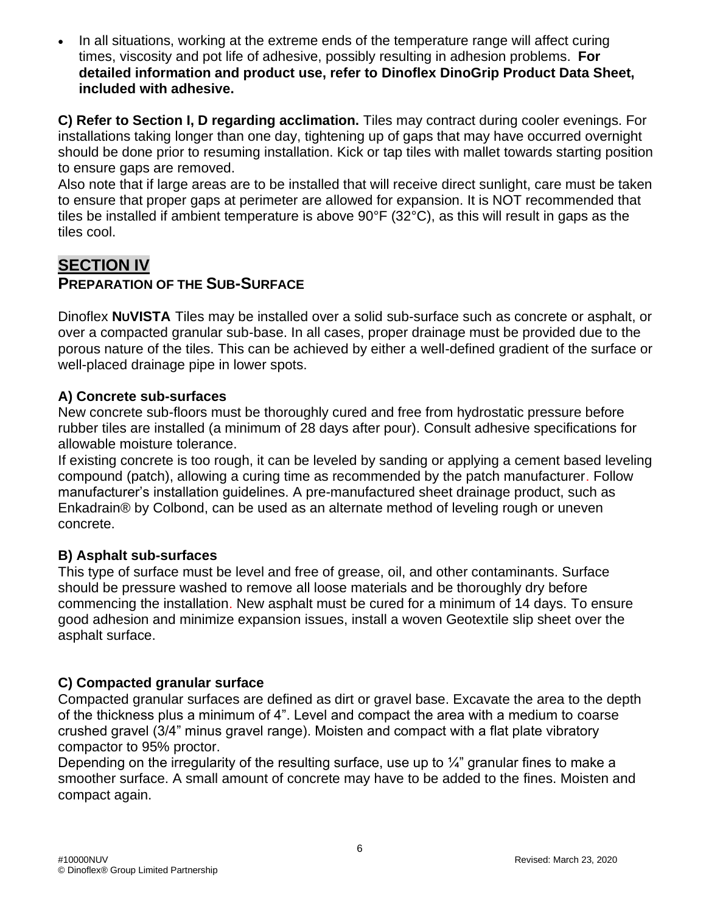- In all situations, working at the extreme ends of the temperature range will affect curing times, viscosity and pot life of adhesive, possibly resulting in adhesion problems. **For detailed information and product use, refer to Dinoflex DinoGrip Product Data Sheet, included with adhesive.**

**C) Refer to Section I, D regarding acclimation.** Tiles may contract during cooler evenings. For installations taking longer than one day, tightening up of gaps that may have occurred overnight should be done prior to resuming installation. Kick or tap tiles with mallet towards starting position to ensure gaps are removed.
Also note that if large areas are to be installed that will receive direct sunlight, care must be taken to ensure that proper gaps at perimeter are allowed for expansion. It is NOT recommended that tiles be installed if ambient temperature is above 90°F (32°C), as this will result in gaps as the tiles cool.

## SECTION IV

### PREPARATION OF THE SUB-SURFACE

Dinoflex **NUVISTA** Tiles may be installed over a solid sub-surface such as concrete or asphalt, or over a compacted granular sub-base. In all cases, proper drainage must be provided due to the porous nature of the tiles. This can be achieved by either a well-defined gradient of the surface or well-placed drainage pipe in lower spots.

#### A) Concrete sub-surfaces

New concrete sub-floors must be thoroughly cured and free from hydrostatic pressure before rubber tiles are installed (a minimum of 28 days after pour). Consult adhesive specifications for allowable moisture tolerance.
If existing concrete is too rough, it can be leveled by sanding or applying a cement based leveling compound (patch), allowing a curing time as recommended by the patch manufacturer. Follow manufacturer's installation guidelines. A pre-manufactured sheet drainage product, such as Enkadrain® by Colbond, can be used as an alternate method of leveling rough or uneven concrete.

#### B) Asphalt sub-surfaces

This type of surface must be level and free of grease, oil, and other contaminants. Surface should be pressure washed to remove all loose materials and be thoroughly dry before commencing the installation. New asphalt must be cured for a minimum of 14 days. To ensure good adhesion and minimize expansion issues, install a woven Geotextile slip sheet over the asphalt surface.

#### C) Compacted granular surface

Compacted granular surfaces are defined as dirt or gravel base. Excavate the area to the depth of the thickness plus a minimum of 4". Level and compact the area with a medium to coarse crushed gravel (3/4" minus gravel range). Moisten and compact with a flat plate vibratory compactor to 95% proctor.
Depending on the irregularity of the resulting surface, use up to ¼" granular fines to make a smoother surface. A small amount of concrete may have to be added to the fines. Moisten and compact again.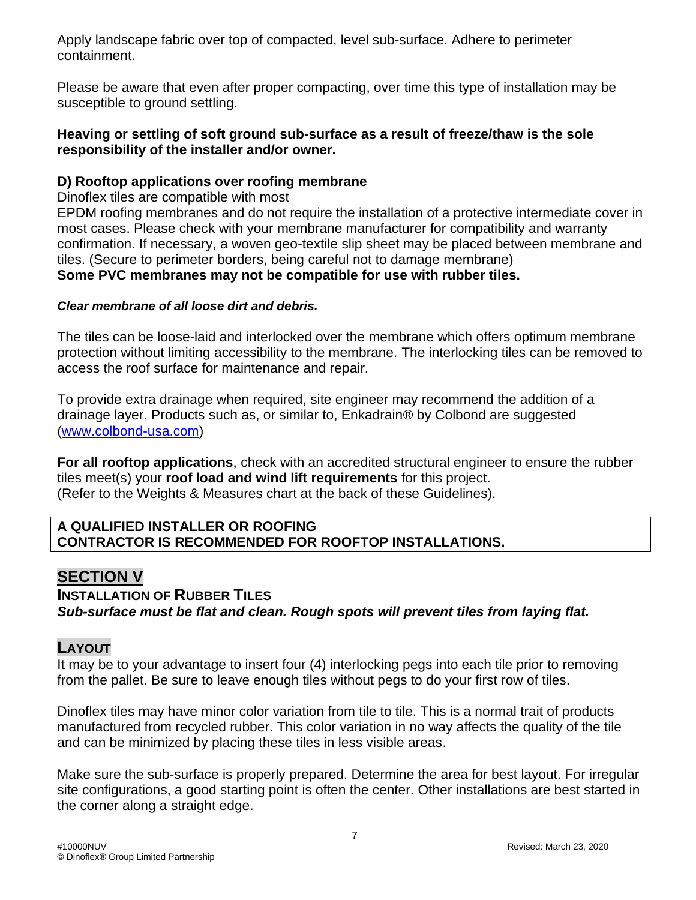Apply landscape fabric over top of compacted, level sub-surface. Adhere to perimeter containment.

Please be aware that even after proper compacting, over time this type of installation may be susceptible to ground settling.

**Heaving or settling of soft ground sub-surface as a result of freeze/thaw is the sole responsibility of the installer and/or owner.**

### D) Rooftop applications over roofing membrane

Dinoflex tiles are compatible with most
EPDM roofing membranes and do not require the installation of a protective intermediate cover in most cases. Please check with your membrane manufacturer for compatibility and warranty confirmation. If necessary, a woven geo-textile slip sheet may be placed between membrane and tiles. (Secure to perimeter borders, being careful not to damage membrane)
**Some PVC membranes may not be compatible for use with rubber tiles.**

***Clear membrane of all loose dirt and debris.***

The tiles can be loose-laid and interlocked over the membrane which offers optimum membrane protection without limiting accessibility to the membrane. The interlocking tiles can be removed to access the roof surface for maintenance and repair.

To provide extra drainage when required, site engineer may recommend the addition of a drainage layer. Products such as, or similar to, Enkadrain® by Colbond are suggested (www.colbond-usa.com)

**For all rooftop applications**, check with an accredited structural engineer to ensure the rubber tiles meet(s) your **roof load and wind lift requirements** for this project.
(Refer to the Weights & Measures chart at the back of these Guidelines).

**A QUALIFIED INSTALLER OR ROOFING CONTRACTOR IS RECOMMENDED FOR ROOFTOP INSTALLATIONS.**

## SECTION V

### INSTALLATION OF RUBBER TILES

***Sub-surface must be flat and clean. Rough spots will prevent tiles from laying flat.***

### LAYOUT

It may be to your advantage to insert four (4) interlocking pegs into each tile prior to removing from the pallet. Be sure to leave enough tiles without pegs to do your first row of tiles.

Dinoflex tiles may have minor color variation from tile to tile. This is a normal trait of products manufactured from recycled rubber. This color variation in no way affects the quality of the tile and can be minimized by placing these tiles in less visible areas.

Make sure the sub-surface is properly prepared. Determine the area for best layout. For irregular site configurations, a good starting point is often the center. Other installations are best started in the corner along a straight edge.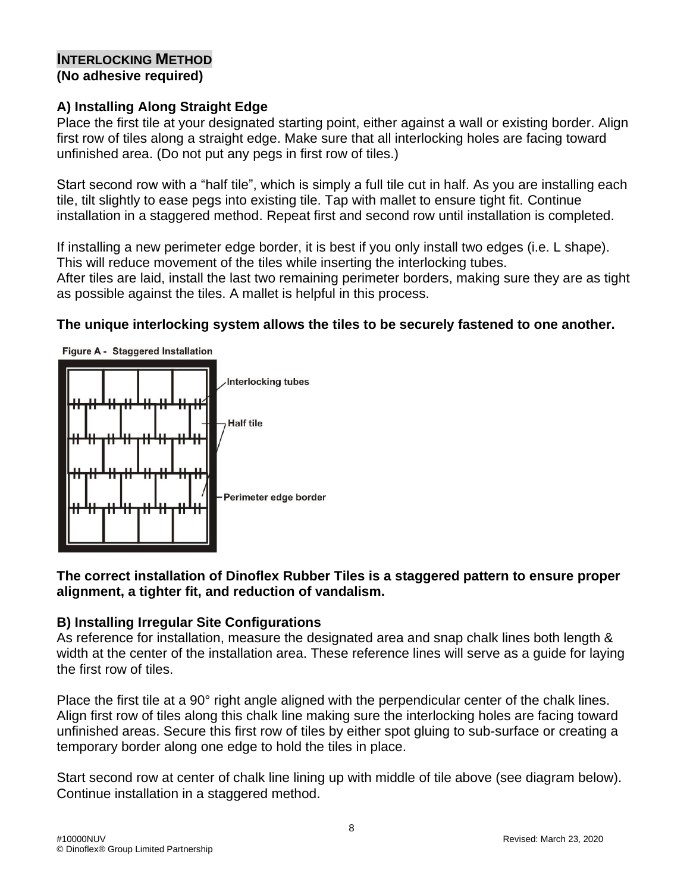## INTERLOCKING METHOD

**(No adhesive required)**

### A) Installing Along Straight Edge

Place the first tile at your designated starting point, either against a wall or existing border. Align first row of tiles along a straight edge. Make sure that all interlocking holes are facing toward unfinished area. (Do not put any pegs in first row of tiles.)

Start second row with a "half tile", which is simply a full tile cut in half. As you are installing each tile, tilt slightly to ease pegs into existing tile. Tap with mallet to ensure tight fit. Continue installation in a staggered method. Repeat first and second row until installation is completed.

If installing a new perimeter edge border, it is best if you only install two edges (i.e. L shape). This will reduce movement of the tiles while inserting the interlocking tubes.
After tiles are laid, install the last two remaining perimeter borders, making sure they are as tight as possible against the tiles. A mallet is helpful in this process.

**The unique interlocking system allows the tiles to be securely fastened to one another.**

Figure A - Staggered Installation

Interlocking tubes

Half tile

Perimeter edge border

**The correct installation of Dinoflex Rubber Tiles is a staggered pattern to ensure proper alignment, a tighter fit, and reduction of vandalism.**

### B) Installing Irregular Site Configurations

As reference for installation, measure the designated area and snap chalk lines both length & width at the center of the installation area. These reference lines will serve as a guide for laying the first row of tiles.

Place the first tile at a 90° right angle aligned with the perpendicular center of the chalk lines. Align first row of tiles along this chalk line making sure the interlocking holes are facing toward unfinished areas. Secure this first row of tiles by either spot gluing to sub-surface or creating a temporary border along one edge to hold the tiles in place.

Start second row at center of chalk line lining up with middle of tile above (see diagram below). Continue installation in a staggered method.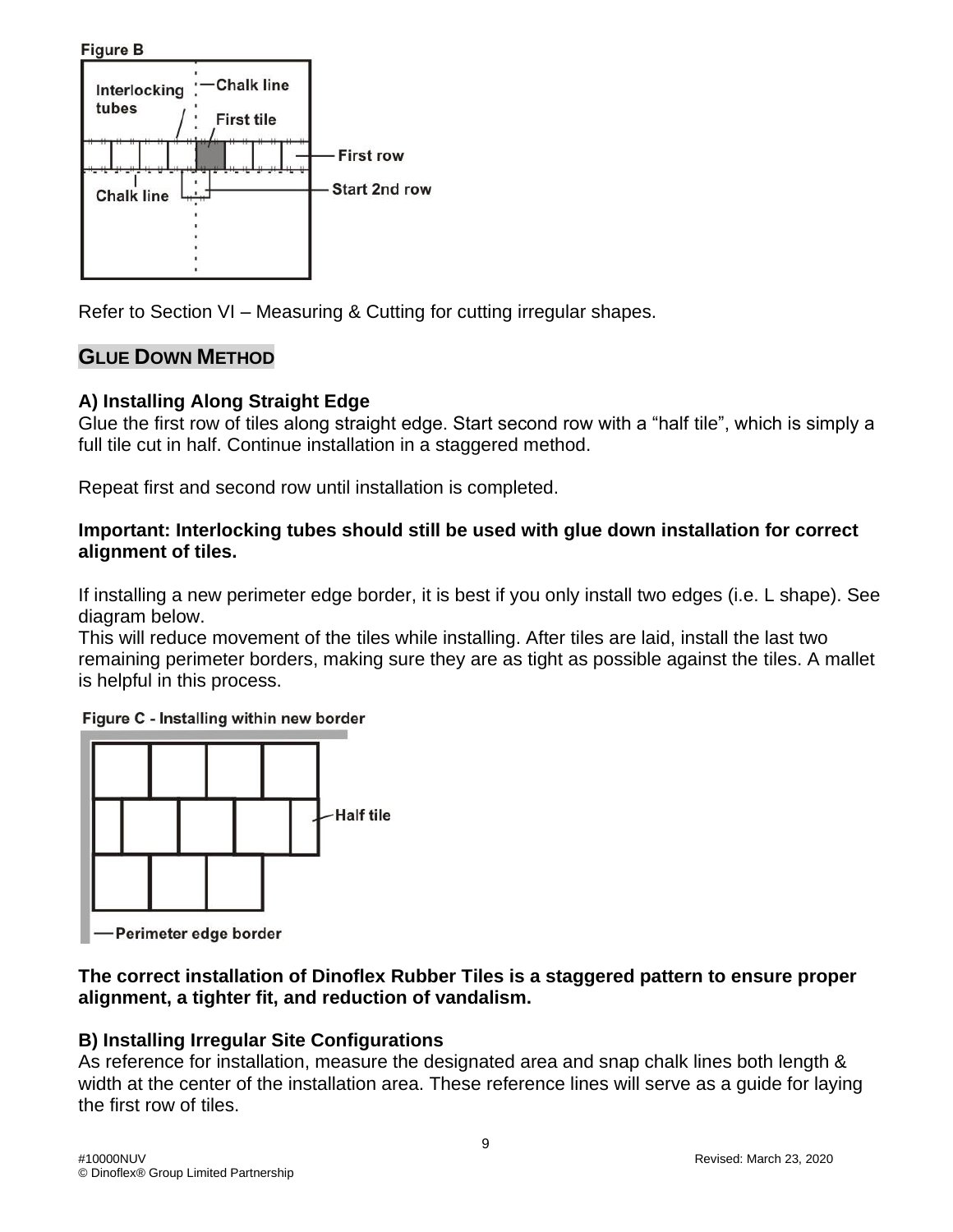Figure B

Refer to Section VI – Measuring & Cutting for cutting irregular shapes.

## GLUE DOWN METHOD

### A) Installing Along Straight Edge

Glue the first row of tiles along straight edge. Start second row with a “half tile”, which is simply a full tile cut in half. Continue installation in a staggered method.

Repeat first and second row until installation is completed.

**Important: Interlocking tubes should still be used with glue down installation for correct alignment of tiles.**

If installing a new perimeter edge border, it is best if you only install two edges (i.e. L shape). See diagram below.
This will reduce movement of the tiles while installing. After tiles are laid, install the last two remaining perimeter borders, making sure they are as tight as possible against the tiles. A mallet is helpful in this process.

Figure C - Installing within new border

**The correct installation of Dinoflex Rubber Tiles is a staggered pattern to ensure proper alignment, a tighter fit, and reduction of vandalism.**

### B) Installing Irregular Site Configurations

As reference for installation, measure the designated area and snap chalk lines both length & width at the center of the installation area. These reference lines will serve as a guide for laying the first row of tiles.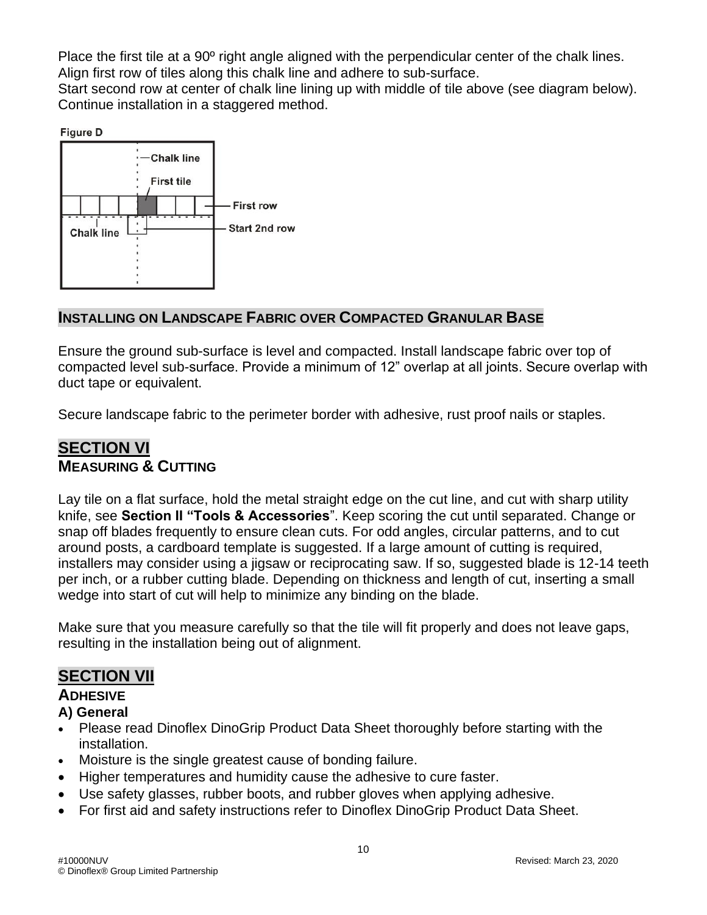Place the first tile at a 90º right angle aligned with the perpendicular center of the chalk lines. Align first row of tiles along this chalk line and adhere to sub-surface.
Start second row at center of chalk line lining up with middle of tile above (see diagram below). Continue installation in a staggered method.

**Figure D**

Chalk line

First tile

First row

Chalk line

Start 2nd row

## INSTALLING ON LANDSCAPE FABRIC OVER COMPACTED GRANULAR BASE

Ensure the ground sub-surface is level and compacted. Install landscape fabric over top of compacted level sub-surface. Provide a minimum of 12" overlap at all joints. Secure overlap with duct tape or equivalent.

Secure landscape fabric to the perimeter border with adhesive, rust proof nails or staples.

# SECTION VI

## MEASURING & CUTTING

Lay tile on a flat surface, hold the metal straight edge on the cut line, and cut with sharp utility knife, see **Section II "Tools & Accessories**". Keep scoring the cut until separated. Change or snap off blades frequently to ensure clean cuts. For odd angles, circular patterns, and to cut around posts, a cardboard template is suggested. If a large amount of cutting is required, installers may consider using a jigsaw or reciprocating saw. If so, suggested blade is 12-14 teeth per inch, or a rubber cutting blade. Depending on thickness and length of cut, inserting a small wedge into start of cut will help to minimize any binding on the blade.

Make sure that you measure carefully so that the tile will fit properly and does not leave gaps, resulting in the installation being out of alignment.

# SECTION VII

## ADHESIVE

### A) General

- Please read Dinoflex DinoGrip Product Data Sheet thoroughly before starting with the installation.
- Moisture is the single greatest cause of bonding failure.
- Higher temperatures and humidity cause the adhesive to cure faster.
- Use safety glasses, rubber boots, and rubber gloves when applying adhesive.
- For first aid and safety instructions refer to Dinoflex DinoGrip Product Data Sheet.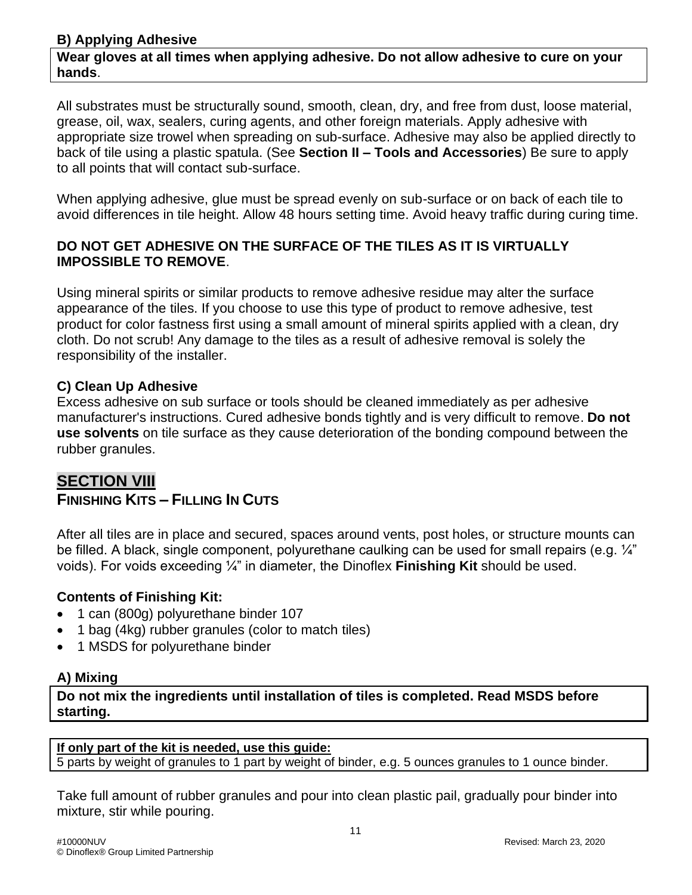### B) Applying Adhesive

**Wear gloves at all times when applying adhesive. Do not allow adhesive to cure on your hands**.

All substrates must be structurally sound, smooth, clean, dry, and free from dust, loose material, grease, oil, wax, sealers, curing agents, and other foreign materials. Apply adhesive with appropriate size trowel when spreading on sub-surface. Adhesive may also be applied directly to back of tile using a plastic spatula. (See **Section II – Tools and Accessories**) Be sure to apply to all points that will contact sub-surface.

When applying adhesive, glue must be spread evenly on sub-surface or on back of each tile to avoid differences in tile height. Allow 48 hours setting time. Avoid heavy traffic during curing time.

**DO NOT GET ADHESIVE ON THE SURFACE OF THE TILES AS IT IS VIRTUALLY IMPOSSIBLE TO REMOVE**.

Using mineral spirits or similar products to remove adhesive residue may alter the surface appearance of the tiles. If you choose to use this type of product to remove adhesive, test product for color fastness first using a small amount of mineral spirits applied with a clean, dry cloth. Do not scrub! Any damage to the tiles as a result of adhesive removal is solely the responsibility of the installer.

### C) Clean Up Adhesive

Excess adhesive on sub surface or tools should be cleaned immediately as per adhesive manufacturer's instructions. Cured adhesive bonds tightly and is very difficult to remove. **Do not use solvents** on tile surface as they cause deterioration of the bonding compound between the rubber granules.

## SECTION VIII

## FINISHING KITS – FILLING IN CUTS

After all tiles are in place and secured, spaces around vents, post holes, or structure mounts can be filled. A black, single component, polyurethane caulking can be used for small repairs (e.g. ¼" voids). For voids exceeding ¼" in diameter, the Dinoflex **Finishing Kit** should be used.

### Contents of Finishing Kit:

- 1 can (800g) polyurethane binder 107
- 1 bag (4kg) rubber granules (color to match tiles)
- 1 MSDS for polyurethane binder

### A) Mixing

**Do not mix the ingredients until installation of tiles is completed. Read MSDS before starting.**

**If only part of the kit is needed, use this guide:**
5 parts by weight of granules to 1 part by weight of binder, e.g. 5 ounces granules to 1 ounce binder.

Take full amount of rubber granules and pour into clean plastic pail, gradually pour binder into mixture, stir while pouring.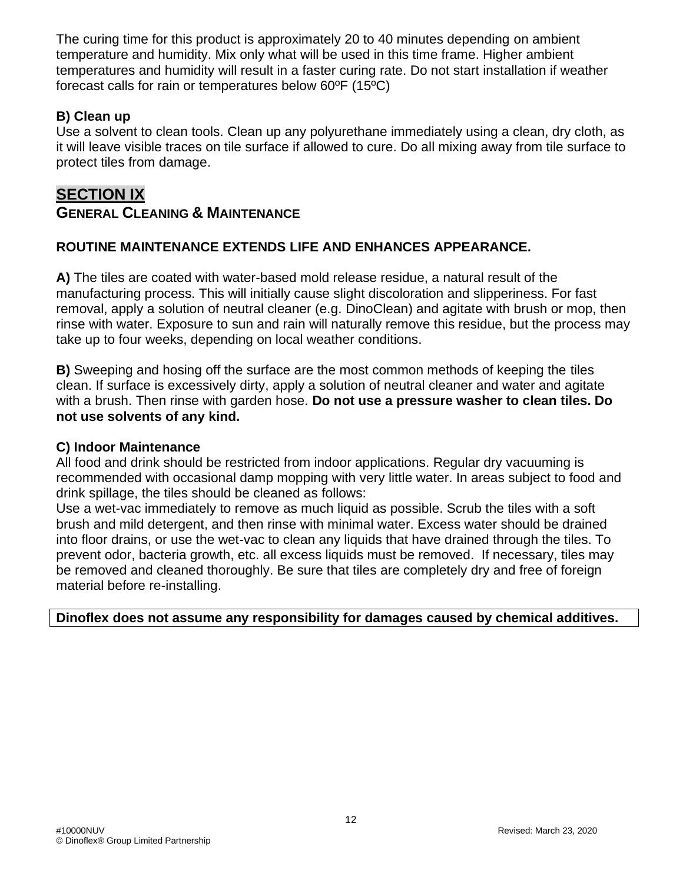The curing time for this product is approximately 20 to 40 minutes depending on ambient temperature and humidity. Mix only what will be used in this time frame. Higher ambient temperatures and humidity will result in a faster curing rate. Do not start installation if weather forecast calls for rain or temperatures below 60ºF (15ºC)

**B) Clean up**
Use a solvent to clean tools. Clean up any polyurethane immediately using a clean, dry cloth, as it will leave visible traces on tile surface if allowed to cure. Do all mixing away from tile surface to protect tiles from damage.

## SECTION IX

## GENERAL CLEANING & MAINTENANCE

**ROUTINE MAINTENANCE EXTENDS LIFE AND ENHANCES APPEARANCE.**

**A)** The tiles are coated with water-based mold release residue, a natural result of the manufacturing process. This will initially cause slight discoloration and slipperiness. For fast removal, apply a solution of neutral cleaner (e.g. DinoClean) and agitate with brush or mop, then rinse with water. Exposure to sun and rain will naturally remove this residue, but the process may take up to four weeks, depending on local weather conditions.

**B)** Sweeping and hosing off the surface are the most common methods of keeping the tiles clean. If surface is excessively dirty, apply a solution of neutral cleaner and water and agitate with a brush. Then rinse with garden hose. **Do not use a pressure washer to clean tiles. Do not use solvents of any kind.**

**C) Indoor Maintenance**
All food and drink should be restricted from indoor applications. Regular dry vacuuming is recommended with occasional damp mopping with very little water. In areas subject to food and drink spillage, the tiles should be cleaned as follows:
Use a wet-vac immediately to remove as much liquid as possible. Scrub the tiles with a soft brush and mild detergent, and then rinse with minimal water. Excess water should be drained into floor drains, or use the wet-vac to clean any liquids that have drained through the tiles. To prevent odor, bacteria growth, etc. all excess liquids must be removed. If necessary, tiles may be removed and cleaned thoroughly. Be sure that tiles are completely dry and free of foreign material before re-installing.

**Dinoflex does not assume any responsibility for damages caused by chemical additives.**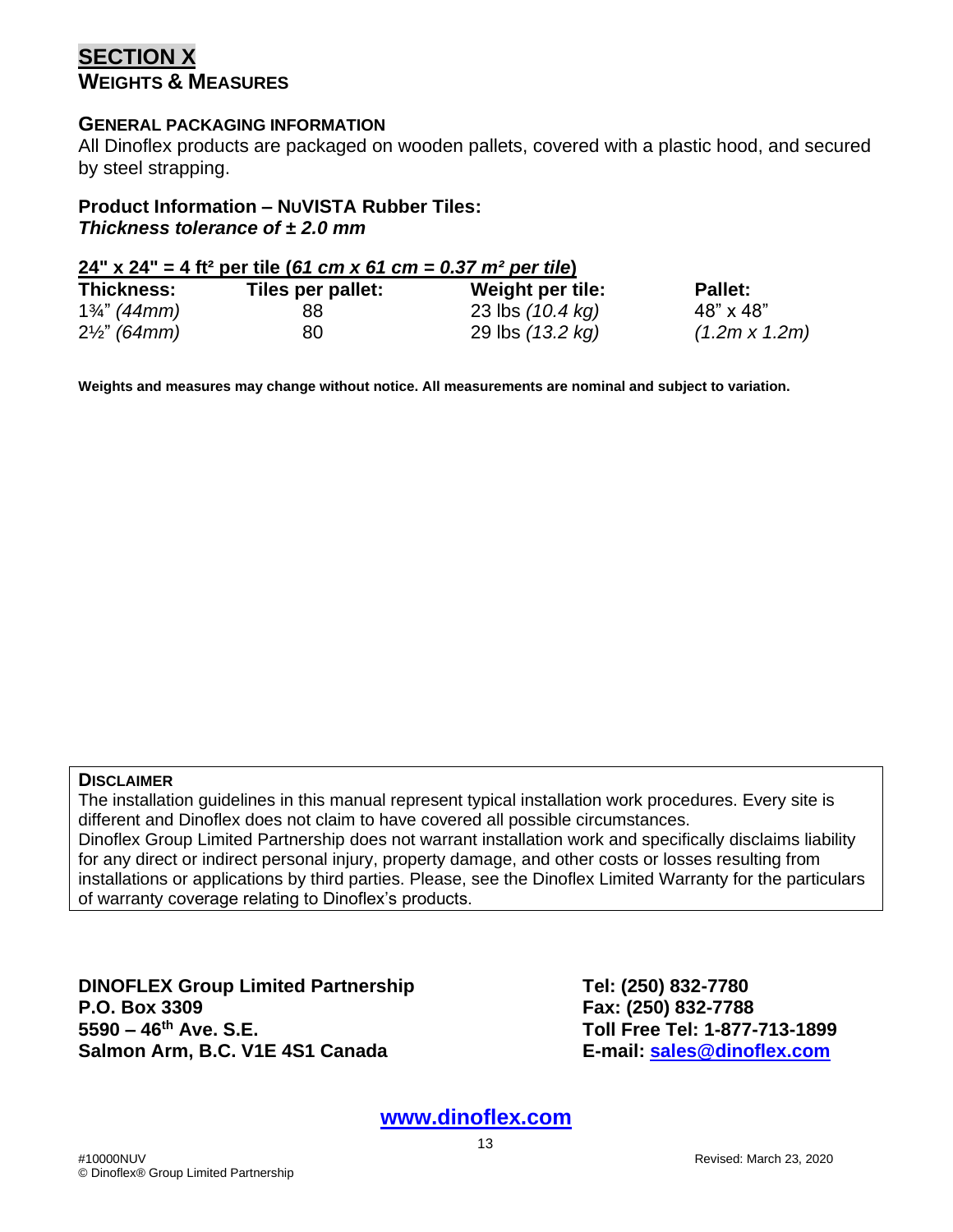# SECTION X

## WEIGHTS & MEASURES

### GENERAL PACKAGING INFORMATION

All Dinoflex products are packaged on wooden pallets, covered with a plastic hood, and secured by steel strapping.

**Product Information – NUVISTA Rubber Tiles:**
***Thickness tolerance of ± 2.0 mm***

**24" x 24" = 4 ft² per tile (*61 cm x 61 cm = 0.37 m² per tile*)**

| Thickness: | Tiles per pallet: | Weight per tile: | Pallet: |
|---|---|---|---|
| 1¾" *(44mm)* | 88 | 23 lbs *(10.4 kg)* | 48" x 48" |
| 2½" *(64mm)* | 80 | 29 lbs *(13.2 kg)* | *(1.2m x 1.2m)* |

**Weights and measures may change without notice. All measurements are nominal and subject to variation.**

**DISCLAIMER**

The installation guidelines in this manual represent typical installation work procedures. Every site is different and Dinoflex does not claim to have covered all possible circumstances.
Dinoflex Group Limited Partnership does not warrant installation work and specifically disclaims liability for any direct or indirect personal injury, property damage, and other costs or losses resulting from installations or applications by third parties. Please, see the Dinoflex Limited Warranty for the particulars of warranty coverage relating to Dinoflex's products.

**DINOFLEX Group Limited Partnership**
**P.O. Box 3309**
**5590 – 46th Ave. S.E.**
**Salmon Arm, B.C. V1E 4S1 Canada**

**Tel: (250) 832-7780**
**Fax: (250) 832-7788**
**Toll Free Tel: 1-877-713-1899**
**E-mail: sales@dinoflex.com**

**www.dinoflex.com**

#10000NUV
© Dinoflex® Group Limited Partnership

Revised: March 23, 2020